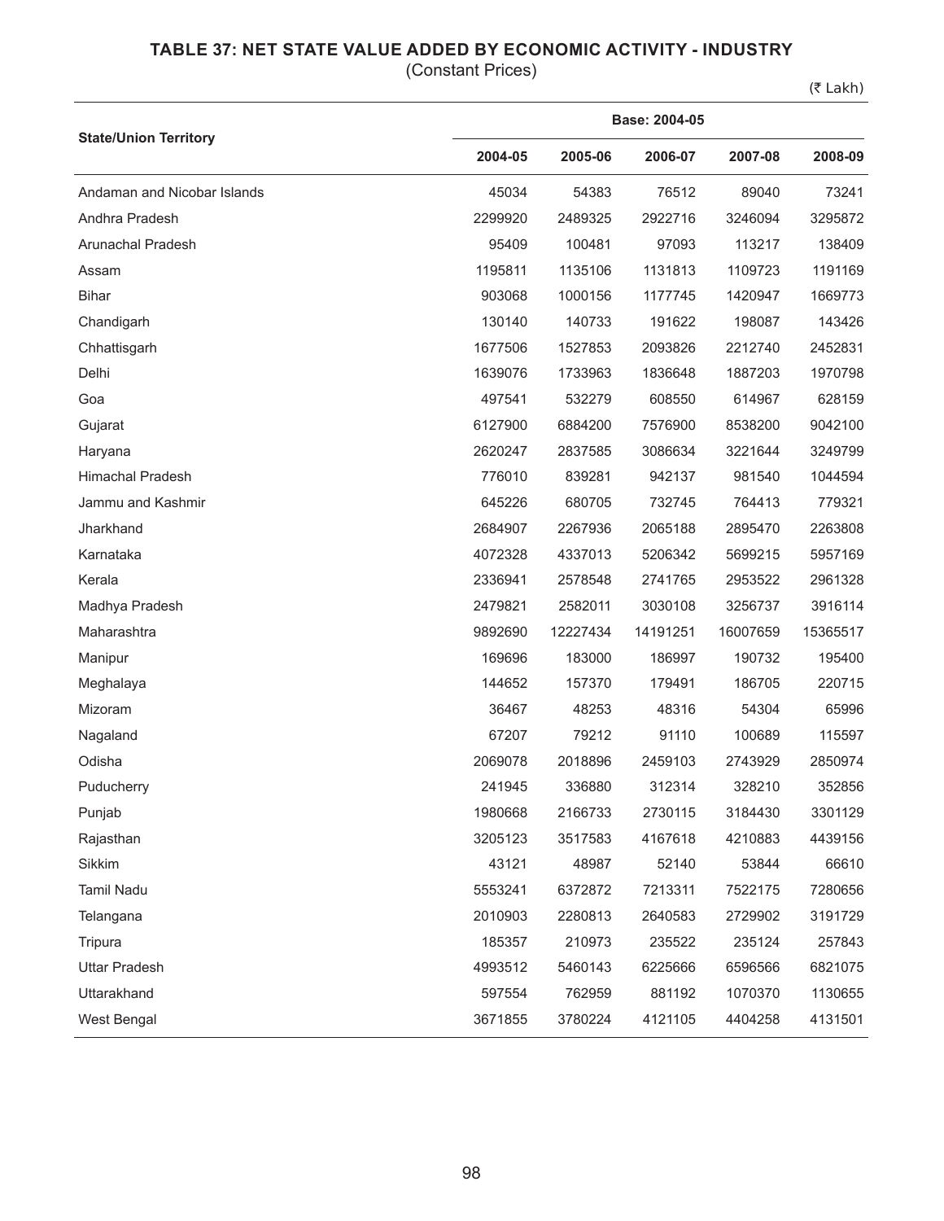# TABLE 37: NET STATE VALUE ADDED BY ECONOMIC ACTIVITY - INDUSTRY

(Constant Prices)

(₹ Lakh)

| State/Union Territory | Base: 2004-05 | | | | |
|---|---|---|---|---|---|
| | 2004-05 | 2005-06 | 2006-07 | 2007-08 | 2008-09 |
| Andaman and Nicobar Islands | 45034 | 54383 | 76512 | 89040 | 73241 |
| Andhra Pradesh | 2299920 | 2489325 | 2922716 | 3246094 | 3295872 |
| Arunachal Pradesh | 95409 | 100481 | 97093 | 113217 | 138409 |
| Assam | 1195811 | 1135106 | 1131813 | 1109723 | 1191169 |
| Bihar | 903068 | 1000156 | 1177745 | 1420947 | 1669773 |
| Chandigarh | 130140 | 140733 | 191622 | 198087 | 143426 |
| Chhattisgarh | 1677506 | 1527853 | 2093826 | 2212740 | 2452831 |
| Delhi | 1639076 | 1733963 | 1836648 | 1887203 | 1970798 |
| Goa | 497541 | 532279 | 608550 | 614967 | 628159 |
| Gujarat | 6127900 | 6884200 | 7576900 | 8538200 | 9042100 |
| Haryana | 2620247 | 2837585 | 3086634 | 3221644 | 3249799 |
| Himachal Pradesh | 776010 | 839281 | 942137 | 981540 | 1044594 |
| Jammu and Kashmir | 645226 | 680705 | 732745 | 764413 | 779321 |
| Jharkhand | 2684907 | 2267936 | 2065188 | 2895470 | 2263808 |
| Karnataka | 4072328 | 4337013 | 5206342 | 5699215 | 5957169 |
| Kerala | 2336941 | 2578548 | 2741765 | 2953522 | 2961328 |
| Madhya Pradesh | 2479821 | 2582011 | 3030108 | 3256737 | 3916114 |
| Maharashtra | 9892690 | 12227434 | 14191251 | 16007659 | 15365517 |
| Manipur | 169696 | 183000 | 186997 | 190732 | 195400 |
| Meghalaya | 144652 | 157370 | 179491 | 186705 | 220715 |
| Mizoram | 36467 | 48253 | 48316 | 54304 | 65996 |
| Nagaland | 67207 | 79212 | 91110 | 100689 | 115597 |
| Odisha | 2069078 | 2018896 | 2459103 | 2743929 | 2850974 |
| Puducherry | 241945 | 336880 | 312314 | 328210 | 352856 |
| Punjab | 1980668 | 2166733 | 2730115 | 3184430 | 3301129 |
| Rajasthan | 3205123 | 3517583 | 4167618 | 4210883 | 4439156 |
| Sikkim | 43121 | 48987 | 52140 | 53844 | 66610 |
| Tamil Nadu | 5553241 | 6372872 | 7213311 | 7522175 | 7280656 |
| Telangana | 2010903 | 2280813 | 2640583 | 2729902 | 3191729 |
| Tripura | 185357 | 210973 | 235522 | 235124 | 257843 |
| Uttar Pradesh | 4993512 | 5460143 | 6225666 | 6596566 | 6821075 |
| Uttarakhand | 597554 | 762959 | 881192 | 1070370 | 1130655 |
| West Bengal | 3671855 | 3780224 | 4121105 | 4404258 | 4131501 |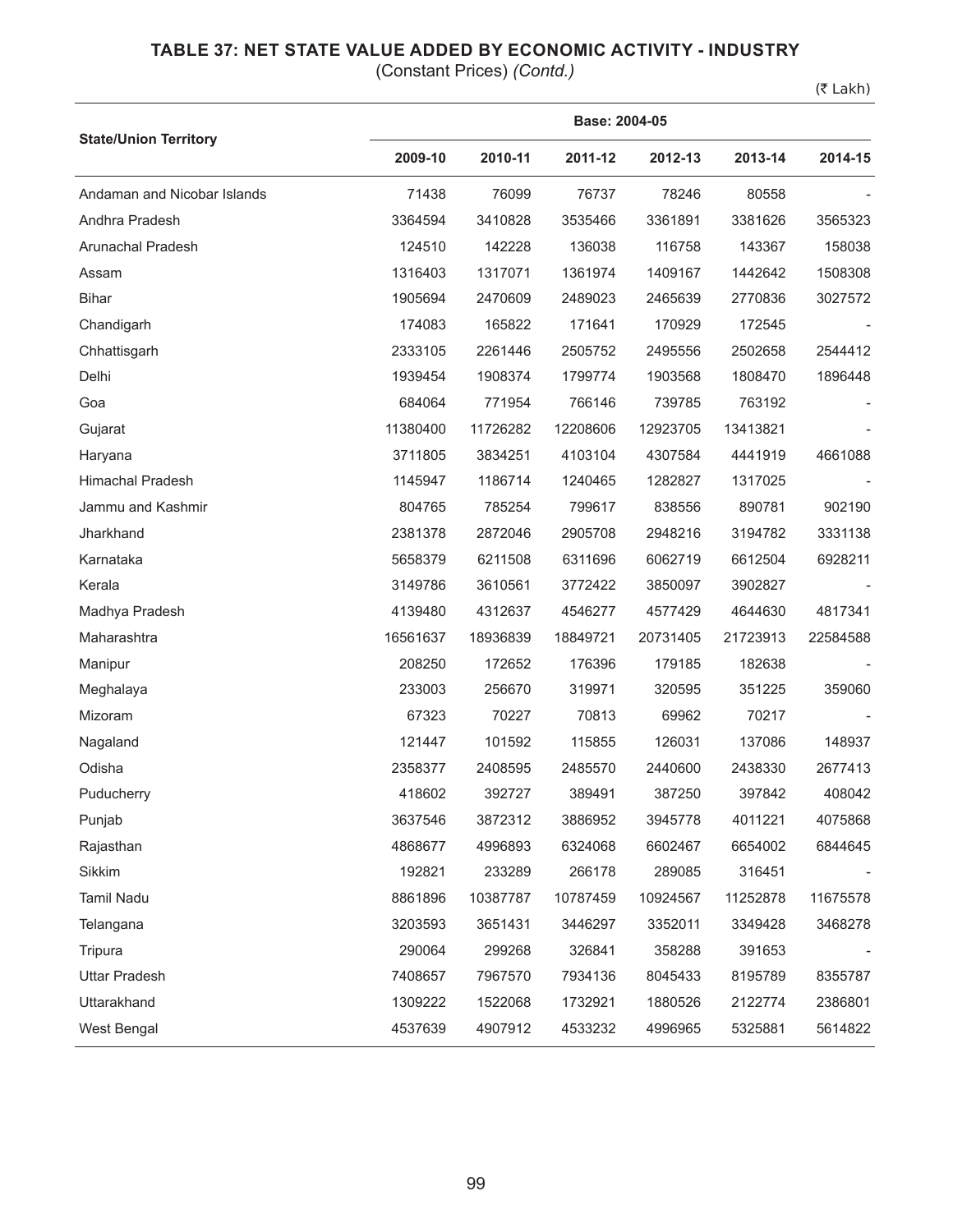## TABLE 37: NET STATE VALUE ADDED BY ECONOMIC ACTIVITY - INDUSTRY

(Constant Prices) *(Contd.)*

(₹ Lakh)

| State/Union Territory | Base: 2004-05 | | | | | |
|---|---|---|---|---|---|---|
| | 2009-10 | 2010-11 | 2011-12 | 2012-13 | 2013-14 | 2014-15 |
| Andaman and Nicobar Islands | 71438 | 76099 | 76737 | 78246 | 80558 | - |
| Andhra Pradesh | 3364594 | 3410828 | 3535466 | 3361891 | 3381626 | 3565323 |
| Arunachal Pradesh | 124510 | 142228 | 136038 | 116758 | 143367 | 158038 |
| Assam | 1316403 | 1317071 | 1361974 | 1409167 | 1442642 | 1508308 |
| Bihar | 1905694 | 2470609 | 2489023 | 2465639 | 2770836 | 3027572 |
| Chandigarh | 174083 | 165822 | 171641 | 170929 | 172545 | - |
| Chhattisgarh | 2333105 | 2261446 | 2505752 | 2495556 | 2502658 | 2544412 |
| Delhi | 1939454 | 1908374 | 1799774 | 1903568 | 1808470 | 1896448 |
| Goa | 684064 | 771954 | 766146 | 739785 | 763192 | - |
| Gujarat | 11380400 | 11726282 | 12208606 | 12923705 | 13413821 | - |
| Haryana | 3711805 | 3834251 | 4103104 | 4307584 | 4441919 | 4661088 |
| Himachal Pradesh | 1145947 | 1186714 | 1240465 | 1282827 | 1317025 | - |
| Jammu and Kashmir | 804765 | 785254 | 799617 | 838556 | 890781 | 902190 |
| Jharkhand | 2381378 | 2872046 | 2905708 | 2948216 | 3194782 | 3331138 |
| Karnataka | 5658379 | 6211508 | 6311696 | 6062719 | 6612504 | 6928211 |
| Kerala | 3149786 | 3610561 | 3772422 | 3850097 | 3902827 | - |
| Madhya Pradesh | 4139480 | 4312637 | 4546277 | 4577429 | 4644630 | 4817341 |
| Maharashtra | 16561637 | 18936839 | 18849721 | 20731405 | 21723913 | 22584588 |
| Manipur | 208250 | 172652 | 176396 | 179185 | 182638 | - |
| Meghalaya | 233003 | 256670 | 319971 | 320595 | 351225 | 359060 |
| Mizoram | 67323 | 70227 | 70813 | 69962 | 70217 | - |
| Nagaland | 121447 | 101592 | 115855 | 126031 | 137086 | 148937 |
| Odisha | 2358377 | 2408595 | 2485570 | 2440600 | 2438330 | 2677413 |
| Puducherry | 418602 | 392727 | 389491 | 387250 | 397842 | 408042 |
| Punjab | 3637546 | 3872312 | 3886952 | 3945778 | 4011221 | 4075868 |
| Rajasthan | 4868677 | 4996893 | 6324068 | 6602467 | 6654002 | 6844645 |
| Sikkim | 192821 | 233289 | 266178 | 289085 | 316451 | - |
| Tamil Nadu | 8861896 | 10387787 | 10787459 | 10924567 | 11252878 | 11675578 |
| Telangana | 3203593 | 3651431 | 3446297 | 3352011 | 3349428 | 3468278 |
| Tripura | 290064 | 299268 | 326841 | 358288 | 391653 | - |
| Uttar Pradesh | 7408657 | 7967570 | 7934136 | 8045433 | 8195789 | 8355787 |
| Uttarakhand | 1309222 | 1522068 | 1732921 | 1880526 | 2122774 | 2386801 |
| West Bengal | 4537639 | 4907912 | 4533232 | 4996965 | 5325881 | 5614822 |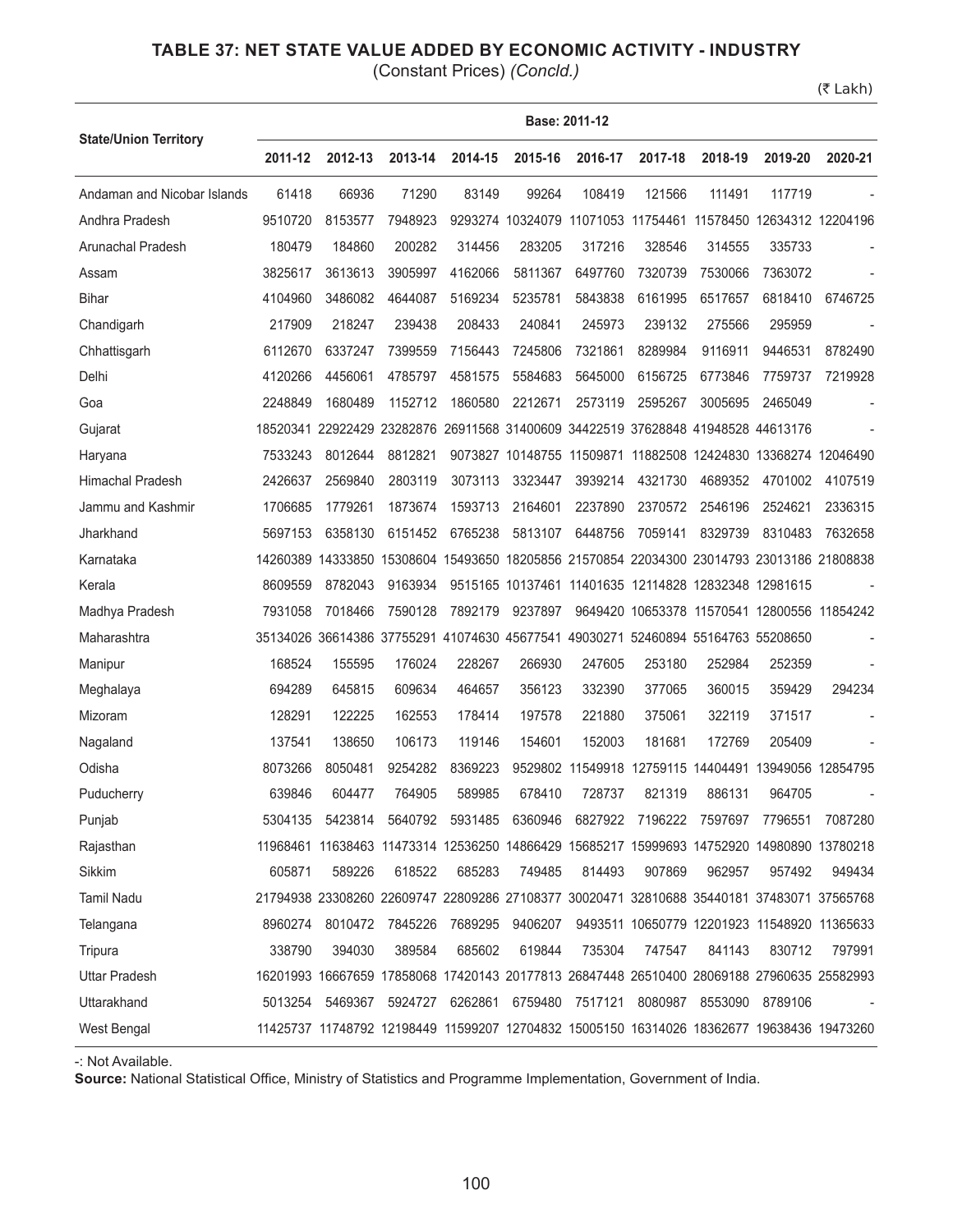## TABLE 37: NET STATE VALUE ADDED BY ECONOMIC ACTIVITY - INDUSTRY

(Constant Prices) *(Concld.)*

(₹ Lakh)

| State/Union Territory | Base: 2011-12 | | | | | | | | | |
|---|---|---|---|---|---|---|---|---|---|---|
| | 2011-12 | 2012-13 | 2013-14 | 2014-15 | 2015-16 | 2016-17 | 2017-18 | 2018-19 | 2019-20 | 2020-21 |
| Andaman and Nicobar Islands | 61418 | 66936 | 71290 | 83149 | 99264 | 108419 | 121566 | 111491 | 117719 | - |
| Andhra Pradesh | 9510720 | 8153577 | 7948923 | 9293274 | 10324079 | 11071053 | 11754461 | 11578450 | 12634312 | 12204196 |
| Arunachal Pradesh | 180479 | 184860 | 200282 | 314456 | 283205 | 317216 | 328546 | 314555 | 335733 | - |
| Assam | 3825617 | 3613613 | 3905997 | 4162066 | 5811367 | 6497760 | 7320739 | 7530066 | 7363072 | - |
| Bihar | 4104960 | 3486082 | 4644087 | 5169234 | 5235781 | 5843838 | 6161995 | 6517657 | 6818410 | 6746725 |
| Chandigarh | 217909 | 218247 | 239438 | 208433 | 240841 | 245973 | 239132 | 275566 | 295959 | - |
| Chhattisgarh | 6112670 | 6337247 | 7399559 | 7156443 | 7245806 | 7321861 | 8289984 | 9116911 | 9446531 | 8782490 |
| Delhi | 4120266 | 4456061 | 4785797 | 4581575 | 5584683 | 5645000 | 6156725 | 6773846 | 7759737 | 7219928 |
| Goa | 2248849 | 1680489 | 1152712 | 1860580 | 2212671 | 2573119 | 2595267 | 3005695 | 2465049 | - |
| Gujarat | 18520341 | 22922429 | 23282876 | 26911568 | 31400609 | 34422519 | 37628848 | 41948528 | 44613176 | - |
| Haryana | 7533243 | 8012644 | 8812821 | 9073827 | 10148755 | 11509871 | 11882508 | 12424830 | 13368274 | 12046490 |
| Himachal Pradesh | 2426637 | 2569840 | 2803119 | 3073113 | 3323447 | 3939214 | 4321730 | 4689352 | 4701002 | 4107519 |
| Jammu and Kashmir | 1706685 | 1779261 | 1873674 | 1593713 | 2164601 | 2237890 | 2370572 | 2546196 | 2524621 | 2336315 |
| Jharkhand | 5697153 | 6358130 | 6151452 | 6765238 | 5813107 | 6448756 | 7059141 | 8329739 | 8310483 | 7632658 |
| Karnataka | 14260389 | 14333850 | 15308604 | 15493650 | 18205856 | 21570854 | 22034300 | 23014793 | 23013186 | 21808838 |
| Kerala | 8609559 | 8782043 | 9163934 | 9515165 | 10137461 | 11401635 | 12114828 | 12832348 | 12981615 | - |
| Madhya Pradesh | 7931058 | 7018466 | 7590128 | 7892179 | 9237897 | 9649420 | 10653378 | 11570541 | 12800556 | 11854242 |
| Maharashtra | 35134026 | 36614386 | 37755291 | 41074630 | 45677541 | 49030271 | 52460894 | 55164763 | 55208650 | - |
| Manipur | 168524 | 155595 | 176024 | 228267 | 266930 | 247605 | 253180 | 252984 | 252359 | - |
| Meghalaya | 694289 | 645815 | 609634 | 464657 | 356123 | 332390 | 377065 | 360015 | 359429 | 294234 |
| Mizoram | 128291 | 122225 | 162553 | 178414 | 197578 | 221880 | 375061 | 322119 | 371517 | - |
| Nagaland | 137541 | 138650 | 106173 | 119146 | 154601 | 152003 | 181681 | 172769 | 205409 | - |
| Odisha | 8073266 | 8050481 | 9254282 | 8369223 | 9529802 | 11549918 | 12759115 | 14404491 | 13949056 | 12854795 |
| Puducherry | 639846 | 604477 | 764905 | 589985 | 678410 | 728737 | 821319 | 886131 | 964705 | - |
| Punjab | 5304135 | 5423814 | 5640792 | 5931485 | 6360946 | 6827922 | 7196222 | 7597697 | 7796551 | 7087280 |
| Rajasthan | 11968461 | 11638463 | 11473314 | 12536250 | 14866429 | 15685217 | 15999693 | 14752920 | 14980890 | 13780218 |
| Sikkim | 605871 | 589226 | 618522 | 685283 | 749485 | 814493 | 907869 | 962957 | 957492 | 949434 |
| Tamil Nadu | 21794938 | 23308260 | 22609747 | 22809286 | 27108377 | 30020471 | 32810688 | 35440181 | 37483071 | 37565768 |
| Telangana | 8960274 | 8010472 | 7845226 | 7689295 | 9406207 | 9493511 | 10650779 | 12201923 | 11548920 | 11365633 |
| Tripura | 338790 | 394030 | 389584 | 685602 | 619844 | 735304 | 747547 | 841143 | 830712 | 797991 |
| Uttar Pradesh | 16201993 | 16667659 | 17858068 | 17420143 | 20177813 | 26847448 | 26510400 | 28069188 | 27960635 | 25582993 |
| Uttarakhand | 5013254 | 5469367 | 5924727 | 6262861 | 6759480 | 7517121 | 8080987 | 8553090 | 8789106 | - |
| West Bengal | 11425737 | 11748792 | 12198449 | 11599207 | 12704832 | 15005150 | 16314026 | 18362677 | 19638436 | 19473260 |

-: Not Available.

**Source:** National Statistical Office, Ministry of Statistics and Programme Implementation, Government of India.